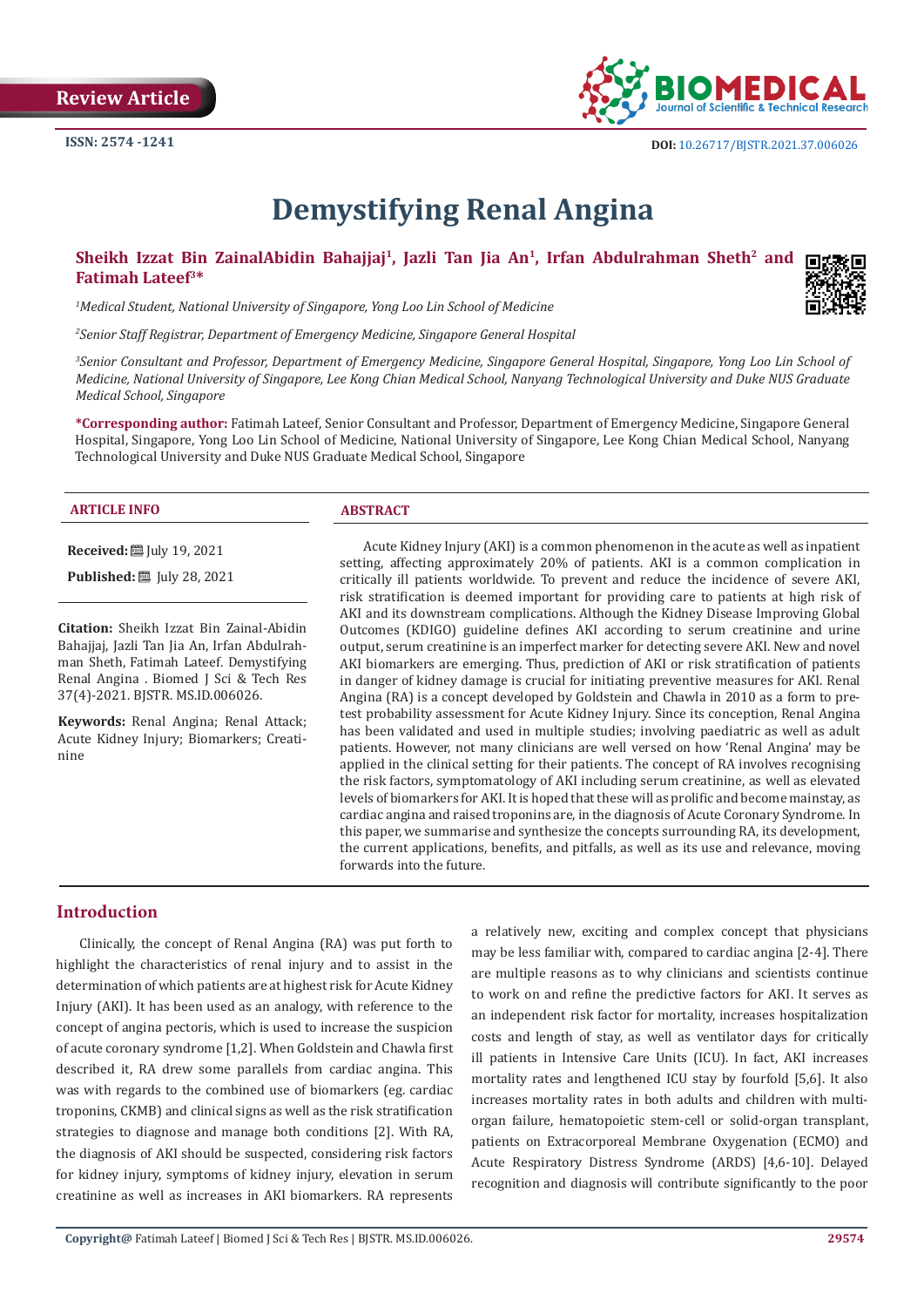Review Article

ISSN: 2574 -1241

DOI: 10.26717/BJSTR.2021.37.006026

# Demystifying Renal Angina

**Sheikh Izzat Bin ZainalAbidin Bahajjaj[1], Jazli Tan Jia An[1], Irfan Abdulrahman Sheth[2] and Fatimah Lateef[3]***

*[1]Medical Student, National University of Singapore, Yong Loo Lin School of Medicine*

*[2]Senior Staff Registrar, Department of Emergency Medicine, Singapore General Hospital*

*[3]Senior Consultant and Professor, Department of Emergency Medicine, Singapore General Hospital, Singapore, Yong Loo Lin School of Medicine, National University of Singapore, Lee Kong Chian Medical School, Nanyang Technological University and Duke NUS Graduate Medical School, Singapore*

***Corresponding author:** Fatimah Lateef, Senior Consultant and Professor, Department of Emergency Medicine, Singapore General Hospital, Singapore, Yong Loo Lin School of Medicine, National University of Singapore, Lee Kong Chian Medical School, Nanyang Technological University and Duke NUS Graduate Medical School, Singapore

## ARTICLE INFO

**Received:** July 19, 2021

**Published:** July 28, 2021

**Citation:** Sheikh Izzat Bin Zainal-Abidin Bahajjaj, Jazli Tan Jia An, Irfan Abdulrahman Sheth, Fatimah Lateef. Demystifying Renal Angina . Biomed J Sci & Tech Res 37(4)-2021. BJSTR. MS.ID.006026.

**Keywords:** Renal Angina; Renal Attack; Acute Kidney Injury; Biomarkers; Creatinine

## ABSTRACT

Acute Kidney Injury (AKI) is a common phenomenon in the acute as well as inpatient setting, affecting approximately 20% of patients. AKI is a common complication in critically ill patients worldwide. To prevent and reduce the incidence of severe AKI, risk stratification is deemed important for providing care to patients at high risk of AKI and its downstream complications. Although the Kidney Disease Improving Global Outcomes (KDIGO) guideline defines AKI according to serum creatinine and urine output, serum creatinine is an imperfect marker for detecting severe AKI. New and novel AKI biomarkers are emerging. Thus, prediction of AKI or risk stratification of patients in danger of kidney damage is crucial for initiating preventive measures for AKI. Renal Angina (RA) is a concept developed by Goldstein and Chawla in 2010 as a form to pre-test probability assessment for Acute Kidney Injury. Since its conception, Renal Angina has been validated and used in multiple studies; involving paediatric as well as adult patients. However, not many clinicians are well versed on how 'Renal Angina' may be applied in the clinical setting for their patients. The concept of RA involves recognising the risk factors, symptomatology of AKI including serum creatinine, as well as elevated levels of biomarkers for AKI. It is hoped that these will as prolific and become mainstay, as cardiac angina and raised troponins are, in the diagnosis of Acute Coronary Syndrome. In this paper, we summarise and synthesize the concepts surrounding RA, its development, the current applications, benefits, and pitfalls, as well as its use and relevance, moving forwards into the future.

## Introduction

Clinically, the concept of Renal Angina (RA) was put forth to highlight the characteristics of renal injury and to assist in the determination of which patients are at highest risk for Acute Kidney Injury (AKI). It has been used as an analogy, with reference to the concept of angina pectoris, which is used to increase the suspicion of acute coronary syndrome [1,2]. When Goldstein and Chawla first described it, RA drew some parallels from cardiac angina. This was with regards to the combined use of biomarkers (eg. cardiac troponins, CKMB) and clinical signs as well as the risk stratification strategies to diagnose and manage both conditions [2]. With RA, the diagnosis of AKI should be suspected, considering risk factors for kidney injury, symptoms of kidney injury, elevation in serum creatinine as well as increases in AKI biomarkers. RA represents a relatively new, exciting and complex concept that physicians may be less familiar with, compared to cardiac angina [2-4]. There are multiple reasons as to why clinicians and scientists continue to work on and refine the predictive factors for AKI. It serves as an independent risk factor for mortality, increases hospitalization costs and length of stay, as well as ventilator days for critically ill patients in Intensive Care Units (ICU). In fact, AKI increases mortality rates and lengthened ICU stay by fourfold [5,6]. It also increases mortality rates in both adults and children with multi-organ failure, hematopoietic stem-cell or solid-organ transplant, patients on Extracorporeal Membrane Oxygenation (ECMO) and Acute Respiratory Distress Syndrome (ARDS) [4,6-10]. Delayed recognition and diagnosis will contribute significantly to the poor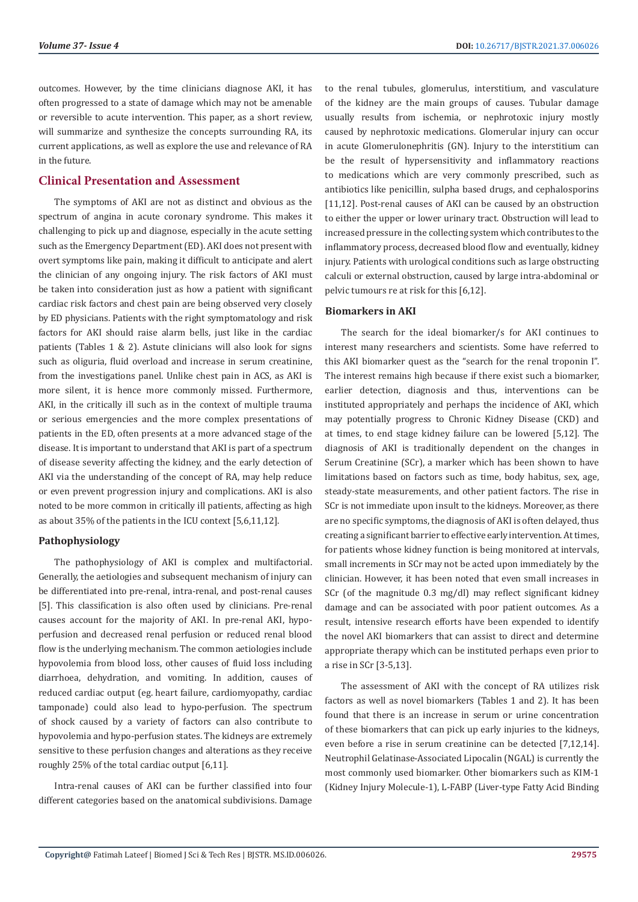outcomes. However, by the time clinicians diagnose AKI, it has often progressed to a state of damage which may not be amenable or reversible to acute intervention. This paper, as a short review, will summarize and synthesize the concepts surrounding RA, its current applications, as well as explore the use and relevance of RA in the future.

## Clinical Presentation and Assessment

The symptoms of AKI are not as distinct and obvious as the spectrum of angina in acute coronary syndrome. This makes it challenging to pick up and diagnose, especially in the acute setting such as the Emergency Department (ED). AKI does not present with overt symptoms like pain, making it difficult to anticipate and alert the clinician of any ongoing injury. The risk factors of AKI must be taken into consideration just as how a patient with significant cardiac risk factors and chest pain are being observed very closely by ED physicians. Patients with the right symptomatology and risk factors for AKI should raise alarm bells, just like in the cardiac patients (Tables 1 & 2). Astute clinicians will also look for signs such as oliguria, fluid overload and increase in serum creatinine, from the investigations panel. Unlike chest pain in ACS, as AKI is more silent, it is hence more commonly missed. Furthermore, AKI, in the critically ill such as in the context of multiple trauma or serious emergencies and the more complex presentations of patients in the ED, often presents at a more advanced stage of the disease. It is important to understand that AKI is part of a spectrum of disease severity affecting the kidney, and the early detection of AKI via the understanding of the concept of RA, may help reduce or even prevent progression injury and complications. AKI is also noted to be more common in critically ill patients, affecting as high as about 35% of the patients in the ICU context [5,6,11,12].

### Pathophysiology

The pathophysiology of AKI is complex and multifactorial. Generally, the aetiologies and subsequent mechanism of injury can be differentiated into pre-renal, intra-renal, and post-renal causes [5]. This classification is also often used by clinicians. Pre-renal causes account for the majority of AKI. In pre-renal AKI, hypo-perfusion and decreased renal perfusion or reduced renal blood flow is the underlying mechanism. The common aetiologies include hypovolemia from blood loss, other causes of fluid loss including diarrhoea, dehydration, and vomiting. In addition, causes of reduced cardiac output (eg. heart failure, cardiomyopathy, cardiac tamponade) could also lead to hypo-perfusion. The spectrum of shock caused by a variety of factors can also contribute to hypovolemia and hypo-perfusion states. The kidneys are extremely sensitive to these perfusion changes and alterations as they receive roughly 25% of the total cardiac output [6,11].

Intra-renal causes of AKI can be further classified into four different categories based on the anatomical subdivisions. Damage to the renal tubules, glomerulus, interstitium, and vasculature of the kidney are the main groups of causes. Tubular damage usually results from ischemia, or nephrotoxic injury mostly caused by nephrotoxic medications. Glomerular injury can occur in acute Glomerulonephritis (GN). Injury to the interstitium can be the result of hypersensitivity and inflammatory reactions to medications which are very commonly prescribed, such as antibiotics like penicillin, sulpha based drugs, and cephalosporins [11,12]. Post-renal causes of AKI can be caused by an obstruction to either the upper or lower urinary tract. Obstruction will lead to increased pressure in the collecting system which contributes to the inflammatory process, decreased blood flow and eventually, kidney injury. Patients with urological conditions such as large obstructing calculi or external obstruction, caused by large intra-abdominal or pelvic tumours re at risk for this [6,12].

### Biomarkers in AKI

The search for the ideal biomarker/s for AKI continues to interest many researchers and scientists. Some have referred to this AKI biomarker quest as the "search for the renal troponin I". The interest remains high because if there exist such a biomarker, earlier detection, diagnosis and thus, interventions can be instituted appropriately and perhaps the incidence of AKI, which may potentially progress to Chronic Kidney Disease (CKD) and at times, to end stage kidney failure can be lowered [5,12]. The diagnosis of AKI is traditionally dependent on the changes in Serum Creatinine (SCr), a marker which has been shown to have limitations based on factors such as time, body habitus, sex, age, steady-state measurements, and other patient factors. The rise in SCr is not immediate upon insult to the kidneys. Moreover, as there are no specific symptoms, the diagnosis of AKI is often delayed, thus creating a significant barrier to effective early intervention. At times, for patients whose kidney function is being monitored at intervals, small increments in SCr may not be acted upon immediately by the clinician. However, it has been noted that even small increases in SCr (of the magnitude 0.3 mg/dl) may reflect significant kidney damage and can be associated with poor patient outcomes. As a result, intensive research efforts have been expended to identify the novel AKI biomarkers that can assist to direct and determine appropriate therapy which can be instituted perhaps even prior to a rise in SCr [3-5,13].

The assessment of AKI with the concept of RA utilizes risk factors as well as novel biomarkers (Tables 1 and 2). It has been found that there is an increase in serum or urine concentration of these biomarkers that can pick up early injuries to the kidneys, even before a rise in serum creatinine can be detected [7,12,14]. Neutrophil Gelatinase-Associated Lipocalin (NGAL) is currently the most commonly used biomarker. Other biomarkers such as KIM-1 (Kidney Injury Molecule-1), L-FABP (Liver-type Fatty Acid Binding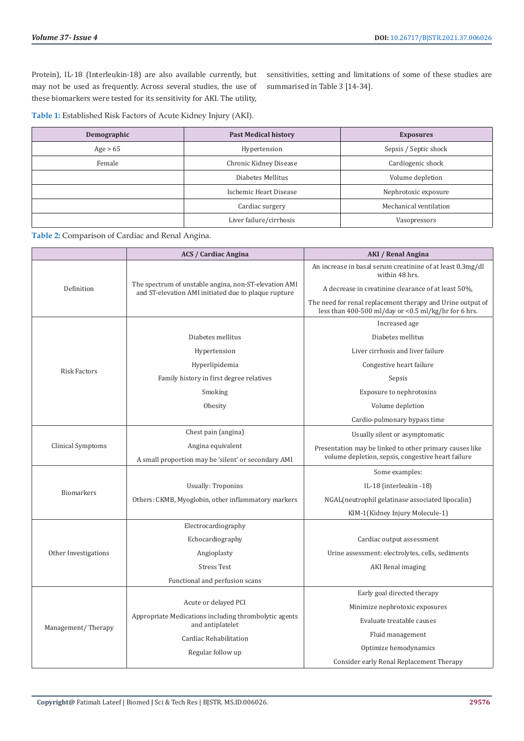Protein), IL-18 (Interleukin-18) are also available currently, but may not be used as frequently. Across several studies, the use of these biomarkers were tested for its sensitivity for AKI. The utility, sensitivities, setting and limitations of some of these studies are summarised in Table 3 [14-34].

**Table 1:** Established Risk Factors of Acute Kidney Injury (AKI).

| Demographic | Past Medical history | Exposures |
|---|---|---|
| Age > 65 | Hypertension | Sepsis / Septic shock |
| Female | Chronic Kidney Disease | Cardiogenic shock |
| | Diabetes Mellitus | Volume depletion |
| | Ischemic Heart Disease | Nephrotoxic exposure |
| | Cardiac surgery | Mechanical ventilation |
| | Liver failure/cirrhosis | Vasopressors |

**Table 2:** Comparison of Cardiac and Renal Angina.

| | ACS / Cardiac Angina | AKI / Renal Angina |
|---|---|---|
| Definition | The spectrum of unstable angina, non-ST-elevation AMI and ST-elevation AMI initiated due to plaque rupture | An increase in basal serum creatinine of at least 0.3mg/dl within 48 hrs.<br>A decrease in creatinine clearance of at least 50%,<br>The need for renal replacement therapy and Urine output of less than 400-500 ml/day or <0.5 ml/kg/hr for 6 hrs. |
| Risk Factors | Diabetes mellitus<br>Hypertension<br>Hyperlipidemia<br>Family history in first degree relatives<br>Smoking<br>Obesity | Increased age<br>Diabetes mellitus<br>Liver cirrhosis and liver failure<br>Congestive heart failure<br>Sepsis<br>Exposure to nephrotoxins<br>Volume depletion<br>Cardio-pulmonary bypass time |
| Clinical Symptoms | Chest pain (angina)<br>Angina equivalent<br>A small proportion may be 'silent' or secondary AMI | Usually silent or asymptomatic<br>Presentation may be linked to other primary causes like volume depletion, sepsis, congestive heart failure |
| Biomarkers | Usually: Troponins<br>Others: CKMB, Myoglobin, other inflammatory markers | Some examples:<br>IL-18 (interleukin -18)<br>NGAL(neutrophil gelatinase associated lipocalin)<br>KIM-1(Kidney Injury Molecule-1) |
| Other Investigations | Electrocardiography<br>Echocardiography<br>Angioplasty<br>Stress Test<br>Functional and perfusion scans | Cardiac output assessment<br>Urine assessment: electrolytes, cells, sediments<br>AKI Renal imaging |
| Management/ Therapy | Acute or delayed PCI<br>Appropriate Medications including thrombolytic agents and antiplatelet<br>Cardiac Rehabilitation<br>Regular follow up | Early goal directed therapy<br>Minimize nephrotoxic exposures<br>Evaluate treatable causes<br>Fluid management<br>Optimize hemodynamics<br>Consider early Renal Replacement Therapy |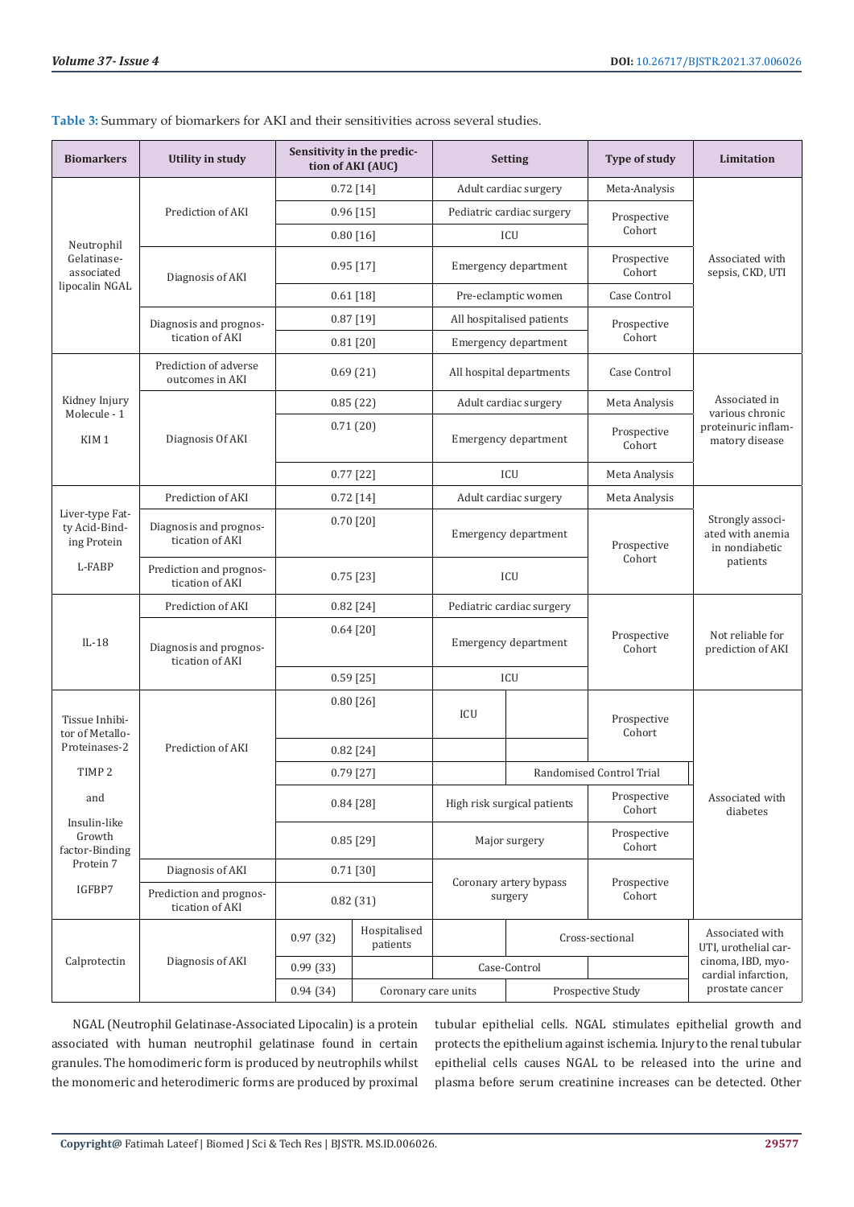**Table 3:** Summary of biomarkers for AKI and their sensitivities across several studies.

| Biomarkers | Utility in study | Sensitivity in the prediction of AKI (AUC) | Setting | Type of study | Limitation |
|---|---|---|---|---|---|
| Neutrophil Gelatinase-associated lipocalin NGAL | Prediction of AKI | 0.72 [14] | Adult cardiac surgery | Meta-Analysis | Associated with sepsis, CKD, UTI |
| | | 0.96 [15] | Pediatric cardiac surgery | Prospective Cohort | |
| | | 0.80 [16] | ICU | | |
| | Diagnosis of AKI | 0.95 [17] | Emergency department | Prospective Cohort | |
| | | 0.61 [18] | Pre-eclamptic women | Case Control | |
| | Diagnosis and prognostication of AKI | 0.87 [19] | All hospitalised patients | Prospective Cohort | |
| | | 0.81 [20] | Emergency department | | |
| Kidney Injury Molecule - 1 KIM 1 | Prediction of adverse outcomes in AKI | 0.69 (21) | All hospital departments | Case Control | Associated in various chronic proteinuric inflammatory disease |
| | Diagnosis Of AKI | 0.85 (22) | Adult cardiac surgery | Meta Analysis | |
| | | 0.71 (20) | Emergency department | Prospective Cohort | |
| | | 0.77 [22] | ICU | Meta Analysis | |
| Liver-type Fatty Acid-Binding Protein L-FABP | Prediction of AKI | 0.72 [14] | Adult cardiac surgery | Meta Analysis | Strongly associated with anemia in nondiabetic patients |
| | Diagnosis and prognostication of AKI | 0.70 [20] | Emergency department | Prospective Cohort | |
| | Prediction and prognostication of AKI | 0.75 [23] | ICU | | |
| IL-18 | Prediction of AKI | 0.82 [24] | Pediatric cardiac surgery | Prospective Cohort | Not reliable for prediction of AKI |
| | Diagnosis and prognostication of AKI | 0.64 [20] | Emergency department | | |
| | | 0.59 [25] | ICU | | |
| Tissue Inhibitor of Metallo-Proteinases-2 TIMP 2 and Insulin-like Growth factor-Binding Protein 7 IGFBP7 | Prediction of AKI | 0.80 [26] | ICU | Prospective Cohort | Associated with diabetes |
| | | 0.82 [24] | | | |
| | | 0.79 [27] | | Randomised Control Trial | |
| | | 0.84 [28] | High risk surgical patients | Prospective Cohort | |
| | | 0.85 [29] | Major surgery | Prospective Cohort | |
| | Diagnosis of AKI | 0.71 [30] | Coronary artery bypass surgery | Prospective Cohort | |
| | Prediction and prognostication of AKI | 0.82 (31) | | | |
| Calprotectin | Diagnosis of AKI | 0.97 (32) | Hospitalised patients | Cross-sectional | Associated with UTI, urothelial carcinoma, IBD, myocardial infarction, prostate cancer |
| | | 0.99 (33) | | Case-Control | |
| | | 0.94 (34) | Coronary care units | Prospective Study | |

NGAL (Neutrophil Gelatinase-Associated Lipocalin) is a protein associated with human neutrophil gelatinase found in certain granules. The homodimeric form is produced by neutrophils whilst the monomeric and heterodimeric forms are produced by proximal tubular epithelial cells. NGAL stimulates epithelial growth and protects the epithelium against ischemia. Injury to the renal tubular epithelial cells causes NGAL to be released into the urine and plasma before serum creatinine increases can be detected. Other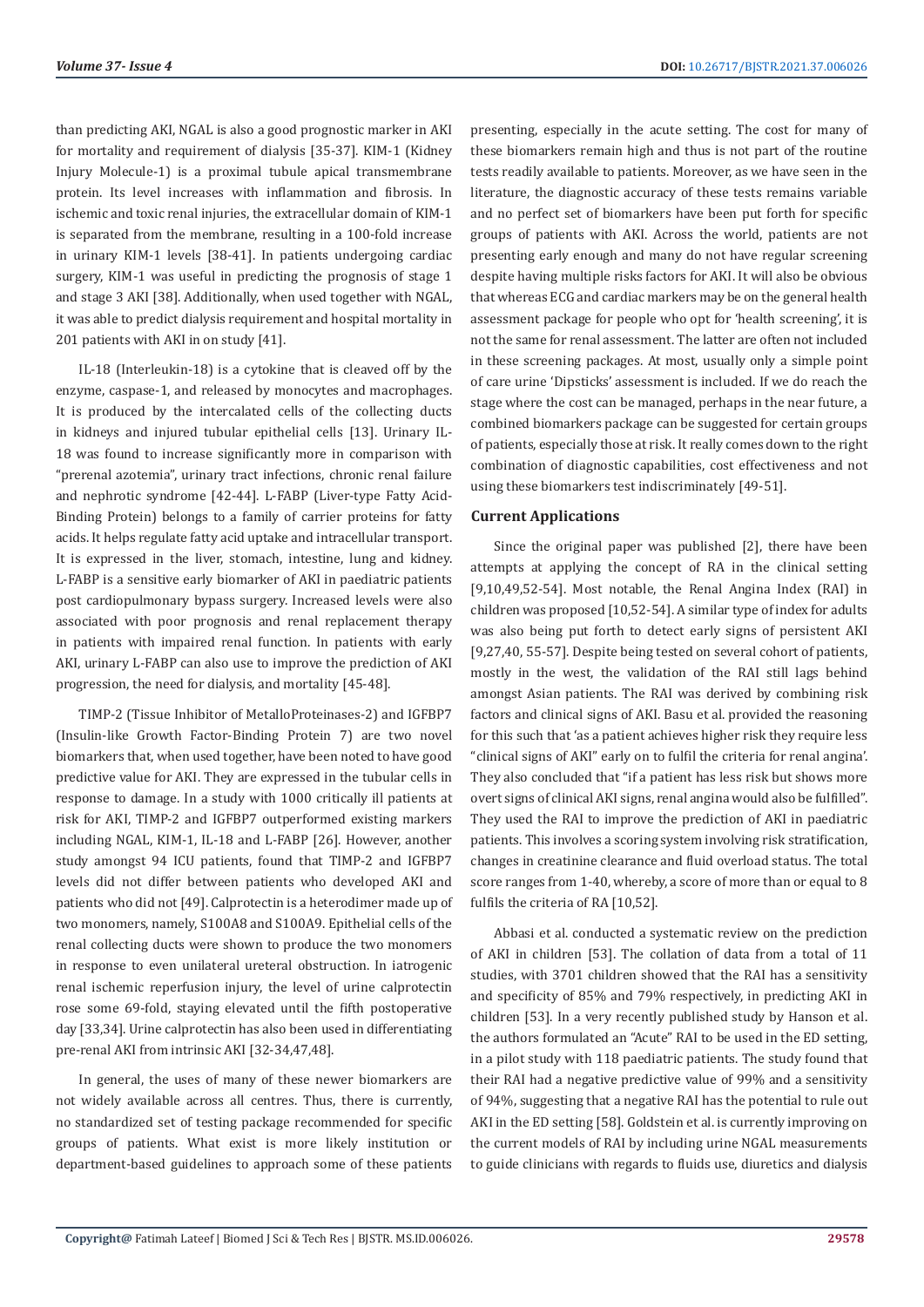than predicting AKI, NGAL is also a good prognostic marker in AKI for mortality and requirement of dialysis [35-37]. KIM-1 (Kidney Injury Molecule-1) is a proximal tubule apical transmembrane protein. Its level increases with inflammation and fibrosis. In ischemic and toxic renal injuries, the extracellular domain of KIM-1 is separated from the membrane, resulting in a 100-fold increase in urinary KIM-1 levels [38-41]. In patients undergoing cardiac surgery, KIM-1 was useful in predicting the prognosis of stage 1 and stage 3 AKI [38]. Additionally, when used together with NGAL, it was able to predict dialysis requirement and hospital mortality in 201 patients with AKI in on study [41].

IL-18 (Interleukin-18) is a cytokine that is cleaved off by the enzyme, caspase-1, and released by monocytes and macrophages. It is produced by the intercalated cells of the collecting ducts in kidneys and injured tubular epithelial cells [13]. Urinary IL-18 was found to increase significantly more in comparison with "prerenal azotemia", urinary tract infections, chronic renal failure and nephrotic syndrome [42-44]. L-FABP (Liver-type Fatty Acid-Binding Protein) belongs to a family of carrier proteins for fatty acids. It helps regulate fatty acid uptake and intracellular transport. It is expressed in the liver, stomach, intestine, lung and kidney. L-FABP is a sensitive early biomarker of AKI in paediatric patients post cardiopulmonary bypass surgery. Increased levels were also associated with poor prognosis and renal replacement therapy in patients with impaired renal function. In patients with early AKI, urinary L-FABP can also use to improve the prediction of AKI progression, the need for dialysis, and mortality [45-48].

TIMP-2 (Tissue Inhibitor of MetalloProteinases-2) and IGFBP7 (Insulin-like Growth Factor-Binding Protein 7) are two novel biomarkers that, when used together, have been noted to have good predictive value for AKI. They are expressed in the tubular cells in response to damage. In a study with 1000 critically ill patients at risk for AKI, TIMP-2 and IGFBP7 outperformed existing markers including NGAL, KIM-1, IL-18 and L-FABP [26]. However, another study amongst 94 ICU patients, found that TIMP-2 and IGFBP7 levels did not differ between patients who developed AKI and patients who did not [49]. Calprotectin is a heterodimer made up of two monomers, namely, S100A8 and S100A9. Epithelial cells of the renal collecting ducts were shown to produce the two monomers in response to even unilateral ureteral obstruction. In iatrogenic renal ischemic reperfusion injury, the level of urine calprotectin rose some 69-fold, staying elevated until the fifth postoperative day [33,34]. Urine calprotectin has also been used in differentiating pre-renal AKI from intrinsic AKI [32-34,47,48].

In general, the uses of many of these newer biomarkers are not widely available across all centres. Thus, there is currently, no standardized set of testing package recommended for specific groups of patients. What exist is more likely institution or department-based guidelines to approach some of these patients presenting, especially in the acute setting. The cost for many of these biomarkers remain high and thus is not part of the routine tests readily available to patients. Moreover, as we have seen in the literature, the diagnostic accuracy of these tests remains variable and no perfect set of biomarkers have been put forth for specific groups of patients with AKI. Across the world, patients are not presenting early enough and many do not have regular screening despite having multiple risks factors for AKI. It will also be obvious that whereas ECG and cardiac markers may be on the general health assessment package for people who opt for 'health screening', it is not the same for renal assessment. The latter are often not included in these screening packages. At most, usually only a simple point of care urine 'Dipsticks' assessment is included. If we do reach the stage where the cost can be managed, perhaps in the near future, a combined biomarkers package can be suggested for certain groups of patients, especially those at risk. It really comes down to the right combination of diagnostic capabilities, cost effectiveness and not using these biomarkers test indiscriminately [49-51].

### Current Applications

Since the original paper was published [2], there have been attempts at applying the concept of RA in the clinical setting [9,10,49,52-54]. Most notable, the Renal Angina Index (RAI) in children was proposed [10,52-54]. A similar type of index for adults was also being put forth to detect early signs of persistent AKI [9,27,40, 55-57]. Despite being tested on several cohort of patients, mostly in the west, the validation of the RAI still lags behind amongst Asian patients. The RAI was derived by combining risk factors and clinical signs of AKI. Basu et al. provided the reasoning for this such that 'as a patient achieves higher risk they require less "clinical signs of AKI" early on to fulfil the criteria for renal angina'. They also concluded that "if a patient has less risk but shows more overt signs of clinical AKI signs, renal angina would also be fulfilled". They used the RAI to improve the prediction of AKI in paediatric patients. This involves a scoring system involving risk stratification, changes in creatinine clearance and fluid overload status. The total score ranges from 1-40, whereby, a score of more than or equal to 8 fulfils the criteria of RA [10,52].

Abbasi et al. conducted a systematic review on the prediction of AKI in children [53]. The collation of data from a total of 11 studies, with 3701 children showed that the RAI has a sensitivity and specificity of 85% and 79% respectively, in predicting AKI in children [53]. In a very recently published study by Hanson et al. the authors formulated an "Acute" RAI to be used in the ED setting, in a pilot study with 118 paediatric patients. The study found that their RAI had a negative predictive value of 99% and a sensitivity of 94%, suggesting that a negative RAI has the potential to rule out AKI in the ED setting [58]. Goldstein et al. is currently improving on the current models of RAI by including urine NGAL measurements to guide clinicians with regards to fluids use, diuretics and dialysis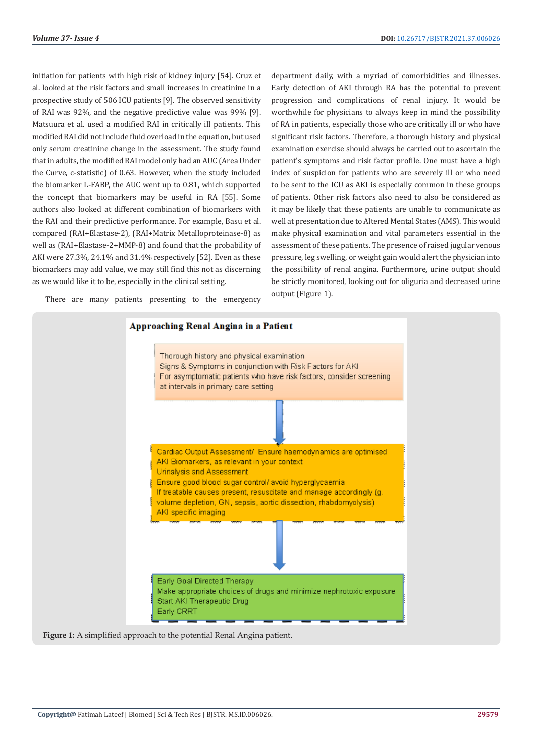initiation for patients with high risk of kidney injury [54]. Cruz et al. looked at the risk factors and small increases in creatinine in a prospective study of 506 ICU patients [9]. The observed sensitivity of RAI was 92%, and the negative predictive value was 99% [9]. Matsuura et al. used a modified RAI in critically ill patients. This modified RAI did not include fluid overload in the equation, but used only serum creatinine change in the assessment. The study found that in adults, the modified RAI model only had an AUC (Area Under the Curve, c-statistic) of 0.63. However, when the study included the biomarker L-FABP, the AUC went up to 0.81, which supported the concept that biomarkers may be useful in RA [55]. Some authors also looked at different combination of biomarkers with the RAI and their predictive performance. For example, Basu et al. compared (RAI+Elastase-2), (RAI+Matrix Metalloproteinase-8) as well as (RAI+Elastase-2+MMP-8) and found that the probability of AKI were 27.3%, 24.1% and 31.4% respectively [52]. Even as these biomarkers may add value, we may still find this not as discerning as we would like it to be, especially in the clinical setting.

There are many patients presenting to the emergency department daily, with a myriad of comorbidities and illnesses. Early detection of AKI through RA has the potential to prevent progression and complications of renal injury. It would be worthwhile for physicians to always keep in mind the possibility of RA in patients, especially those who are critically ill or who have significant risk factors. Therefore, a thorough history and physical examination exercise should always be carried out to ascertain the patient's symptoms and risk factor profile. One must have a high index of suspicion for patients who are severely ill or who need to be sent to the ICU as AKI is especially common in these groups of patients. Other risk factors also need to also be considered as it may be likely that these patients are unable to communicate as well at presentation due to Altered Mental States (AMS). This would make physical examination and vital parameters essential in the assessment of these patients. The presence of raised jugular venous pressure, leg swelling, or weight gain would alert the physician into the possibility of renal angina. Furthermore, urine output should be strictly monitored, looking out for oliguria and decreased urine output (Figure 1).

**Approaching Renal Angina in a Patient**

Thorough history and physical examination
Signs & Symptoms in conjunction with Risk Factors for AKI
For asymptomatic patients who have risk factors, consider screening at intervals in primary care setting

↓

Cardiac Output Assessment/ Ensure haemodynamics are optimised
AKI Biomarkers, as relevant in your context
Urinalysis and Assessment
Ensure good blood sugar control/ avoid hyperglycaemia
If treatable causes present, resuscitate and manage accordingly (g. volume depletion, GN, sepsis, aortic dissection, rhabdomyolysis)
AKI specific imaging

↓

Early Goal Directed Therapy
Make appropriate choices of drugs and minimize nephrotoxic exposure
Start AKI Therapeutic Drug
Early CRRT

**Figure 1:** A simplified approach to the potential Renal Angina patient.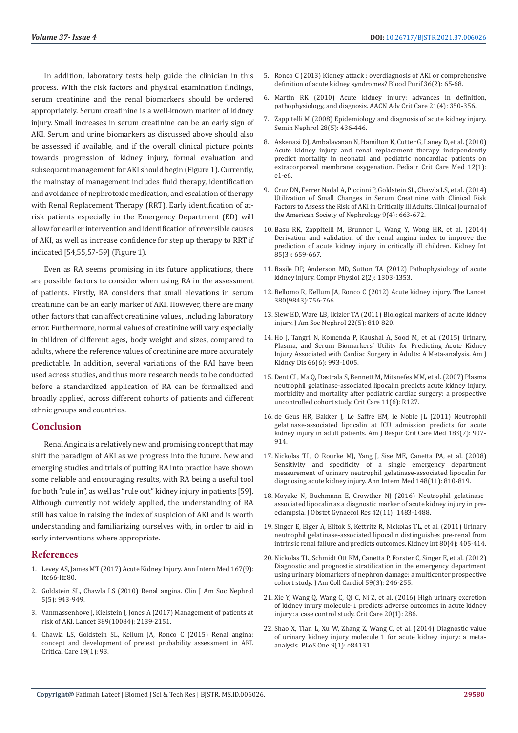In addition, laboratory tests help guide the clinician in this process. With the risk factors and physical examination findings, serum creatinine and the renal biomarkers should be ordered appropriately. Serum creatinine is a well-known marker of kidney injury. Small increases in serum creatinine can be an early sign of AKI. Serum and urine biomarkers as discussed above should also be assessed if available, and if the overall clinical picture points towards progression of kidney injury, formal evaluation and subsequent management for AKI should begin (Figure 1). Currently, the mainstay of management includes fluid therapy, identification and avoidance of nephrotoxic medication, and escalation of therapy with Renal Replacement Therapy (RRT). Early identification of at-risk patients especially in the Emergency Department (ED) will allow for earlier intervention and identification of reversible causes of AKI, as well as increase confidence for step up therapy to RRT if indicated [54,55,57-59] (Figure 1).

Even as RA seems promising in its future applications, there are possible factors to consider when using RA in the assessment of patients. Firstly, RA considers that small elevations in serum creatinine can be an early marker of AKI. However, there are many other factors that can affect creatinine values, including laboratory error. Furthermore, normal values of creatinine will vary especially in children of different ages, body weight and sizes, compared to adults, where the reference values of creatinine are more accurately predictable. In addition, several variations of the RAI have been used across studies, and thus more research needs to be conducted before a standardized application of RA can be formalized and broadly applied, across different cohorts of patients and different ethnic groups and countries.

## Conclusion

Renal Angina is a relatively new and promising concept that may shift the paradigm of AKI as we progress into the future. New and emerging studies and trials of putting RA into practice have shown some reliable and encouraging results, with RA being a useful tool for both "rule in", as well as "rule out" kidney injury in patients [59]. Although currently not widely applied, the understanding of RA still has value in raising the index of suspicion of AKI and is worth understanding and familiarizing ourselves with, in order to aid in early interventions where appropriate.

## References

1. Levey AS, James MT (2017) Acute Kidney Injury. Ann Intern Med 167(9): Itc66-Itc80.
2. Goldstein SL, Chawla LS (2010) Renal angina. Clin J Am Soc Nephrol 5(5): 943-949.
3. Vanmassenhove J, Kielstein J, Jones A (2017) Management of patients at risk of AKI. Lancet 389(10084): 2139-2151.
4. Chawla LS, Goldstein SL, Kellum JA, Ronco C (2015) Renal angina: concept and development of pretest probability assessment in AKI. Critical Care 19(1): 93.
5. Ronco C (2013) Kidney attack : overdiagnosis of AKI or comprehensive definition of acute kidney syndromes? Blood Purif 36(2): 65-68.
6. Martin RK (2010) Acute kidney injury: advances in definition, pathophysiology, and diagnosis. AACN Adv Crit Care 21(4): 350-356.
7. Zappitelli M (2008) Epidemiology and diagnosis of acute kidney injury. Semin Nephrol 28(5): 436-446.
8. Askenazi DJ, Ambalavanan N, Hamilton K, Cutter G, Laney D, et al. (2010) Acute kidney injury and renal replacement therapy independently predict mortality in neonatal and pediatric noncardiac patients on extracorporeal membrane oxygenation. Pediatr Crit Care Med 12(1): e1-e6.
9. Cruz DN, Ferrer Nadal A, Piccinni P, Goldstein SL, Chawla LS, et al. (2014) Utilization of Small Changes in Serum Creatinine with Clinical Risk Factors to Assess the Risk of AKI in Critically Ill Adults. Clinical Journal of the American Society of Nephrology 9(4): 663-672.
10. Basu RK, Zappitelli M, Brunner L, Wang Y, Wong HR, et al. (2014) Derivation and validation of the renal angina index to improve the prediction of acute kidney injury in critically ill children. Kidney Int 85(3): 659-667.
11. Basile DP, Anderson MD, Sutton TA (2012) Pathophysiology of acute kidney injury. Compr Physiol 2(2): 1303-1353.
12. Bellomo R, Kellum JA, Ronco C (2012) Acute kidney injury. The Lancet 380(9843):756-766.
13. Siew ED, Ware LB, Ikizler TA (2011) Biological markers of acute kidney injury. J Am Soc Nephrol 22(5): 810-820.
14. Ho J, Tangri N, Komenda P, Kaushal A, Sood M, et al. (2015) Urinary, Plasma, and Serum Biomarkers' Utility for Predicting Acute Kidney Injury Associated with Cardiac Surgery in Adults: A Meta-analysis. Am J Kidney Dis 66(6): 993-1005.
15. Dent CL, Ma Q, Dastrala S, Bennett M, Mitsnefes MM, et al. (2007) Plasma neutrophil gelatinase-associated lipocalin predicts acute kidney injury, morbidity and mortality after pediatric cardiac surgery: a prospective uncontrolled cohort study. Crit Care 11(6): R127.
16. de Geus HR, Bakker J, Le Saffre EM, le Noble JL (2011) Neutrophil gelatinase-associated lipocalin at ICU admission predicts for acute kidney injury in adult patients. Am J Respir Crit Care Med 183(7): 907-914.
17. Nickolas TL, O Rourke MJ, Yang J, Sise ME, Canetta PA, et al. (2008) Sensitivity and specificity of a single emergency department measurement of urinary neutrophil gelatinase-associated lipocalin for diagnosing acute kidney injury. Ann Intern Med 148(11): 810-819.
18. Moyake N, Buchmann E, Crowther NJ (2016) Neutrophil gelatinase-associated lipocalin as a diagnostic marker of acute kidney injury in pre-eclampsia. J Obstet Gynaecol Res 42(11): 1483-1488.
19. Singer E, Elger A, Elitok S, Kettritz R, Nickolas TL, et al. (2011) Urinary neutrophil gelatinase-associated lipocalin distinguishes pre-renal from intrinsic renal failure and predicts outcomes. Kidney Int 80(4): 405-414.
20. Nickolas TL, Schmidt Ott KM, Canetta P, Forster C, Singer E, et al. (2012) Diagnostic and prognostic stratification in the emergency department using urinary biomarkers of nephron damage: a multicenter prospective cohort study. J Am Coll Cardiol 59(3): 246-255.
21. Xie Y, Wang Q, Wang C, Qi C, Ni Z, et al. (2016) High urinary excretion of kidney injury molecule-1 predicts adverse outcomes in acute kidney injury: a case control study. Crit Care 20(1): 286.
22. Shao X, Tian L, Xu W, Zhang Z, Wang C, et al. (2014) Diagnostic value of urinary kidney injury molecule 1 for acute kidney injury: a meta-analysis. PLoS One 9(1): e84131.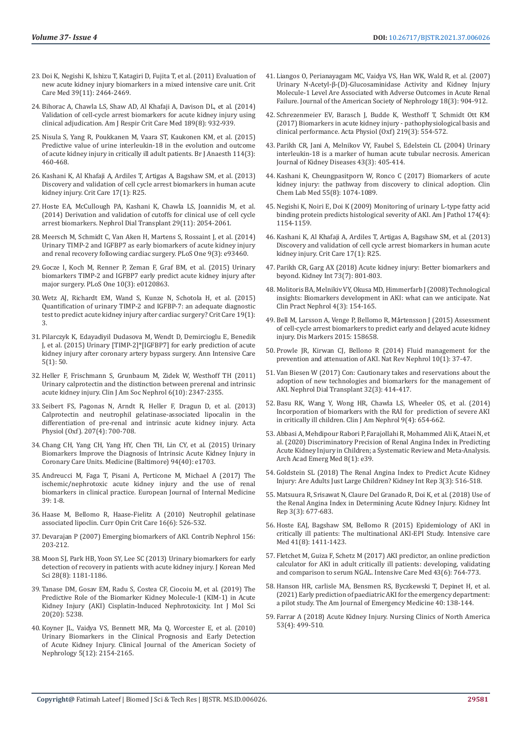23. Doi K, Negishi K, Ishizu T, Katagiri D, Fujita T, et al. (2011) Evaluation of new acute kidney injury biomarkers in a mixed intensive care unit. Crit Care Med 39(11): 2464-2469.

24. Bihorac A, Chawla LS, Shaw AD, Al Khafaji A, Davison DL, et al. (2014) Validation of cell-cycle arrest biomarkers for acute kidney injury using clinical adjudication. Am J Respir Crit Care Med 189(8): 932-939.

25. Nisula S, Yang R, Poukkanen M, Vaara ST, Kaukonen KM, et al. (2015) Predictive value of urine interleukin-18 in the evolution and outcome of acute kidney injury in critically ill adult patients. Br J Anaesth 114(3): 460-468.

26. Kashani K, Al Khafaji A, Ardiles T, Artigas A, Bagshaw SM, et al. (2013) Discovery and validation of cell cycle arrest biomarkers in human acute kidney injury. Crit Care 17(1): R25.

27. Hoste EA, McCullough PA, Kashani K, Chawla LS, Joannidis M, et al. (2014) Derivation and validation of cutoffs for clinical use of cell cycle arrest biomarkers. Nephrol Dial Transplant 29(11): 2054-2061.

28. Meersch M, Schmidt C, Van Aken H, Martens S, Rossaint J, et al. (2014) Urinary TIMP-2 and IGFBP7 as early biomarkers of acute kidney injury and renal recovery following cardiac surgery. PLoS One 9(3): e93460.

29. Gocze I, Koch M, Renner P, Zeman F, Graf BM, et al. (2015) Urinary biomarkers TIMP-2 and IGFBP7 early predict acute kidney injury after major surgery. PLoS One 10(3): e0120863.

30. Wetz AJ, Richardt EM, Wand S, Kunze N, Schotola H, et al. (2015) Quantification of urinary TIMP-2 and IGFBP-7: an adequate diagnostic test to predict acute kidney injury after cardiac surgery? Crit Care 19(1): 3.

31. Pilarczyk K, Edayadiyil Dudasova M, Wendt D, Demircioglu E, Benedik J, et al. (2015) Urinary [TIMP-2]*[IGFBP7] for early prediction of acute kidney injury after coronary artery bypass surgery. Ann Intensive Care 5(1): 50.

32. Heller F, Frischmann S, Grunbaum M, Zidek W, Westhoff TH (2011) Urinary calprotectin and the distinction between prerenal and intrinsic acute kidney injury. Clin J Am Soc Nephrol 6(10): 2347-2355.

33. Seibert FS, Pagonas N, Arndt R, Heller F, Dragun D, et al. (2013) Calprotectin and neutrophil gelatinase-associated lipocalin in the differentiation of pre-renal and intrinsic acute kidney injury. Acta Physiol (Oxf). 207(4): 700-708.

34. Chang CH, Yang CH, Yang HY, Chen TH, Lin CY, et al. (2015) Urinary Biomarkers Improve the Diagnosis of Intrinsic Acute Kidney Injury in Coronary Care Units. Medicine (Baltimore) 94(40): e1703.

35. Andreucci M, Faga T, Pisani A, Perticone M, Michael A (2017) The ischemic/nephrotoxic acute kidney injury and the use of renal biomarkers in clinical practice. European Journal of Internal Medicine 39: 1-8.

36. Haase M, Bellomo R, Haase-Fielitz A (2010) Neutrophil gelatinase associated lipoclin. Curr Opin Crit Care 16(6): 526-532.

37. Devarajan P (2007) Emerging biomarkers of AKI. Contrib Nephrol 156: 203-212.

38. Moon SJ, Park HB, Yoon SY, Lee SC (2013) Urinary biomarkers for early detection of recovery in patients with acute kidney injury. J Korean Med Sci 28(8): 1181-1186.

39. Tanase DM, Gosav EM, Radu S, Costea CF, Ciocoiu M, et al. (2019) The Predictive Role of the Biomarker Kidney Molecule-1 (KIM-1) in Acute Kidney Injury (AKI) Cisplatin-Induced Nephrotoxicity. Int J Mol Sci 20(20): 5238.

40. Koyner JL, Vaidya VS, Bennett MR, Ma Q, Worcester E, et al. (2010) Urinary Biomarkers in the Clinical Prognosis and Early Detection of Acute Kidney Injury. Clinical Journal of the American Society of Nephrology 5(12): 2154-2165.

41. Liangos O, Perianayagam MC, Vaidya VS, Han WK, Wald R, et al. (2007) Urinary N-Acetyl-β-(D)-Glucosaminidase Activity and Kidney Injury Molecule-1 Level Are Associated with Adverse Outcomes in Acute Renal Failure. Journal of the American Society of Nephrology 18(3): 904-912.

42. Schrezenmeier EV, Barasch J, Budde K, Westhoff T, Schmidt Ott KM (2017) Biomarkers in acute kidney injury - pathophysiological basis and clinical performance. Acta Physiol (Oxf) 219(3): 554-572.

43. Parikh CR, Jani A, Melnikov VY, Faubel S, Edelstein CL (2004) Urinary interleukin-18 is a marker of human acute tubular necrosis. American Journal of Kidney Diseases 43(3): 405-414.

44. Kashani K, Cheungpasitporn W, Ronco C (2017) Biomarkers of acute kidney injury: the pathway from discovery to clinical adoption. Clin Chem Lab Med 55(8): 1074-1089.

45. Negishi K, Noiri E, Doi K (2009) Monitoring of urinary L-type fatty acid binding protein predicts histological severity of AKI. Am J Pathol 174(4): 1154-1159.

46. Kashani K, Al Khafaji A, Ardiles T, Artigas A, Bagshaw SM, et al. (2013) Discovery and validation of cell cycle arrest biomarkers in human acute kidney injury. Crit Care 17(1): R25.

47. Parikh CR, Garg AX (2018) Acute kidney injury: Better biomarkers and beyond. Kidney Int 73(7): 801-803.

48. Molitoris BA, Melnikv VY, Okusa MD, Himmerfarb J (2008) Technological insights: Biomarkers development in AKI: what can we anticipate. Nat Clin Pract Nephrol 4(3): 154-165.

49. Bell M, Larsson A, Venge P, Bellomo R, Mårtensson J (2015) Assessment of cell-cycle arrest biomarkers to predict early and delayed acute kidney injury. Dis Markers 2015: 158658.

50. Prowle JR, Kirwan CJ, Bellono R (2014) Fluid management for the prevention and attenuation of AKI. Nat Rev Nephrol 10(1): 37-47.

51. Van Biesen W (2017) Con: Cautionary takes and reservations about the adoption of new technologies and biomarkers for the management of AKI. Nephrol Dial Transplant 32(3): 414-417.

52. Basu RK, Wang Y, Wong HR, Chawla LS, Wheeler OS, et al. (2014) Incorporation of biomarkers with the RAI for prediction of severe AKI in critically ill children. Clin J Am Nephrol 9(4): 654-662.

53. Abbasi A, Mehdipour Rabori P, Farajollahi R, Mohammed Ali K, Ataei N, et al. (2020) Discriminatory Precision of Renal Angina Index in Predicting Acute Kidney Injury in Children; a Systematic Review and Meta-Analysis. Arch Acad Emerg Med 8(1): e39.

54. Goldstein SL (2018) The Renal Angina Index to Predict Acute Kidney Injury: Are Adults Just Large Children? Kidney Int Rep 3(3): 516-518.

55. Matsuura R, Srisawat N, Claure Del Granado R, Doi K, et al. (2018) Use of the Renal Angina Index in Determining Acute Kidney Injury. Kidney Int Rep 3(3): 677-683.

56. Hoste EAJ, Bagshaw SM, Bellomo R (2015) Epidemiology of AKI in critically ill patients: The multinational AKI-EPI Study. Intensive care Med 41(8): 1411-1423.

57. Fletchet M, Guiza F, Schetz M (2017) AKI predictor, an online prediction calculator for AKI in adult critically ill patients: developing, validating and comparison to serum NGAL. Intensive Care Med 43(6): 764-773.

58. Hanson HR, carlisle MA, Bensmen RS, Byczkewski T, Depinet H, et al. (2021) Early prediction of paediatric AKI for the emergency department: a pilot study. The Am Journal of Emergency Medicine 40: 138-144.

59. Farrar A (2018) Acute Kidney Injury. Nursing Clinics of North America 53(4): 499-510.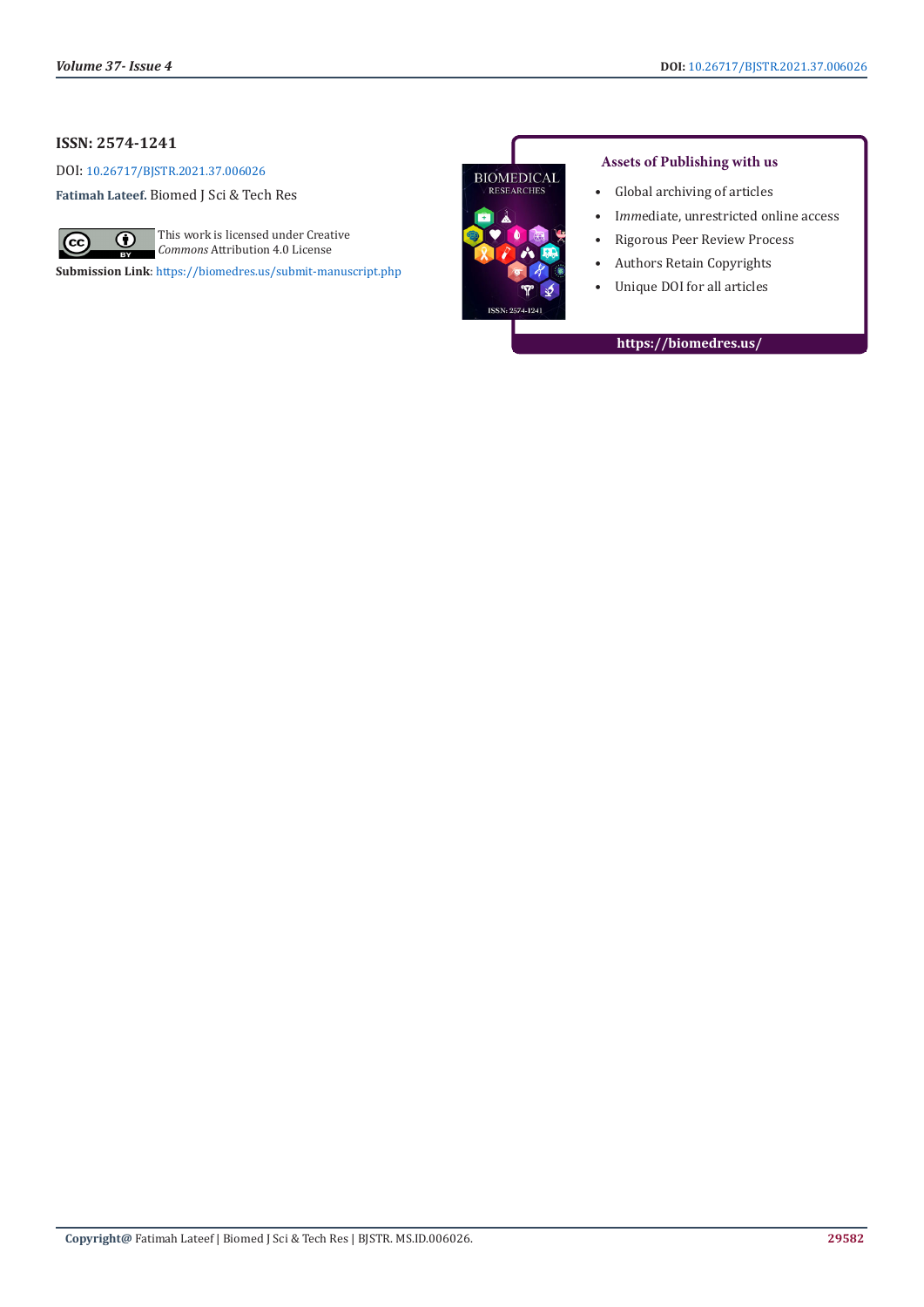**ISSN: 2574-1241**

DOI: 10.26717/BJSTR.2021.37.006026

**Fatimah Lateef.** Biomed J Sci & Tech Res

This work is licensed under Creative *Commons* Attribution 4.0 License

**Submission Link**: https://biomedres.us/submit-manuscript.php

### Assets of Publishing with us

- Global archiving of articles
- Immediate, unrestricted online access
- Rigorous Peer Review Process
- Authors Retain Copyrights
- Unique DOI for all articles

**https://biomedres.us/**